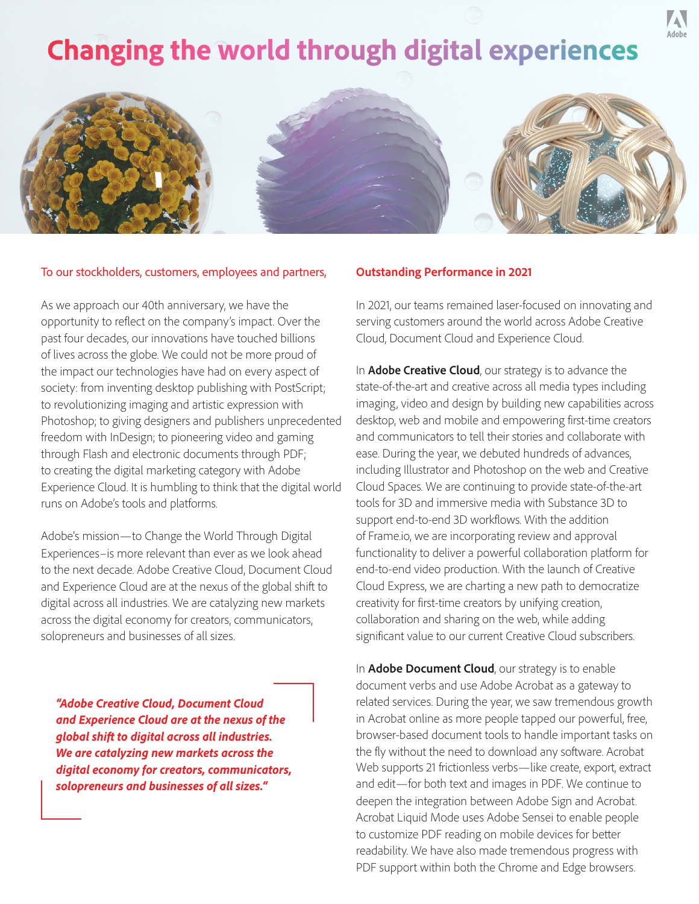# Changing the world through digital experiences

To our stockholders, customers, employees and partners,

As we approach our 40th anniversary, we have the opportunity to reflect on the company's impact. Over the past four decades, our innovations have touched billions of lives across the globe. We could not be more proud of the impact our technologies have had on every aspect of society: from inventing desktop publishing with PostScript; to revolutionizing imaging and artistic expression with Photoshop; to giving designers and publishers unprecedented freedom with InDesign; to pioneering video and gaming through Flash and electronic documents through PDF; to creating the digital marketing category with Adobe Experience Cloud. It is humbling to think that the digital world runs on Adobe's tools and platforms.

Adobe's mission—to Change the World Through Digital Experiences–is more relevant than ever as we look ahead to the next decade. Adobe Creative Cloud, Document Cloud and Experience Cloud are at the nexus of the global shift to digital across all industries. We are catalyzing new markets across the digital economy for creators, communicators, solopreneurs and businesses of all sizes.

> ***"Adobe Creative Cloud, Document Cloud and Experience Cloud are at the nexus of the global shift to digital across all industries. We are catalyzing new markets across the digital economy for creators, communicators, solopreneurs and businesses of all sizes."***

## Outstanding Performance in 2021

In 2021, our teams remained laser-focused on innovating and serving customers around the world across Adobe Creative Cloud, Document Cloud and Experience Cloud.

In **Adobe Creative Cloud**, our strategy is to advance the state-of-the-art and creative across all media types including imaging, video and design by building new capabilities across desktop, web and mobile and empowering first-time creators and communicators to tell their stories and collaborate with ease. During the year, we debuted hundreds of advances, including Illustrator and Photoshop on the web and Creative Cloud Spaces. We are continuing to provide state-of-the-art tools for 3D and immersive media with Substance 3D to support end-to-end 3D workflows. With the addition of Frame.io, we are incorporating review and approval functionality to deliver a powerful collaboration platform for end-to-end video production. With the launch of Creative Cloud Express, we are charting a new path to democratize creativity for first-time creators by unifying creation, collaboration and sharing on the web, while adding significant value to our current Creative Cloud subscribers.

In **Adobe Document Cloud**, our strategy is to enable document verbs and use Adobe Acrobat as a gateway to related services. During the year, we saw tremendous growth in Acrobat online as more people tapped our powerful, free, browser-based document tools to handle important tasks on the fly without the need to download any software. Acrobat Web supports 21 frictionless verbs—like create, export, extract and edit—for both text and images in PDF. We continue to deepen the integration between Adobe Sign and Acrobat. Acrobat Liquid Mode uses Adobe Sensei to enable people to customize PDF reading on mobile devices for better readability. We have also made tremendous progress with PDF support within both the Chrome and Edge browsers.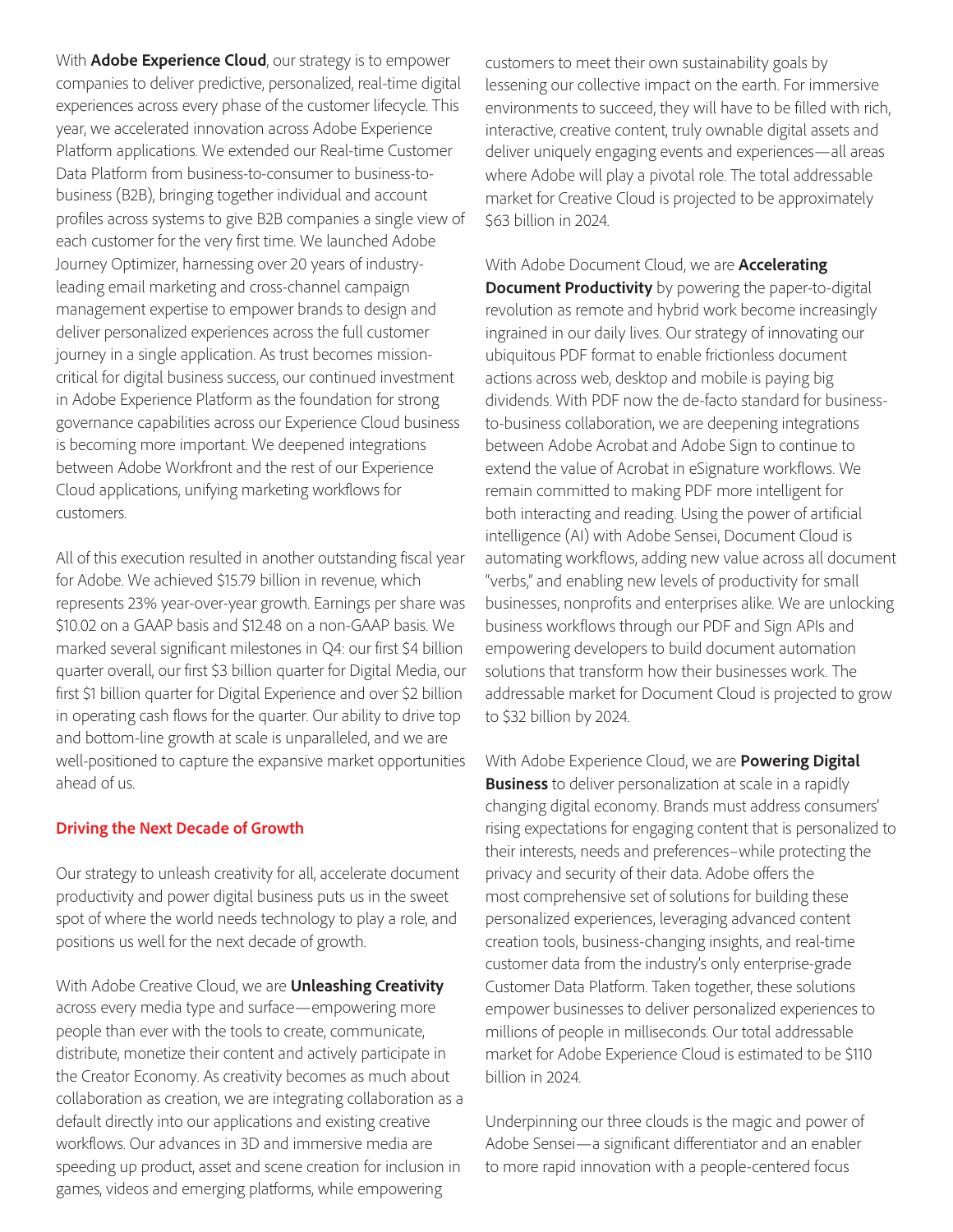With **Adobe Experience Cloud**, our strategy is to empower companies to deliver predictive, personalized, real-time digital experiences across every phase of the customer lifecycle. This year, we accelerated innovation across Adobe Experience Platform applications. We extended our Real-time Customer Data Platform from business-to-consumer to business-to-business (B2B), bringing together individual and account profiles across systems to give B2B companies a single view of each customer for the very first time. We launched Adobe Journey Optimizer, harnessing over 20 years of industry-leading email marketing and cross-channel campaign management expertise to empower brands to design and deliver personalized experiences across the full customer journey in a single application. As trust becomes mission-critical for digital business success, our continued investment in Adobe Experience Platform as the foundation for strong governance capabilities across our Experience Cloud business is becoming more important. We deepened integrations between Adobe Workfront and the rest of our Experience Cloud applications, unifying marketing workflows for customers.

All of this execution resulted in another outstanding fiscal year for Adobe. We achieved $15.79 billion in revenue, which represents 23% year-over-year growth. Earnings per share was $10.02 on a GAAP basis and $12.48 on a non-GAAP basis. We marked several significant milestones in Q4: our first $4 billion quarter overall, our first $3 billion quarter for Digital Media, our first $1 billion quarter for Digital Experience and over $2 billion in operating cash flows for the quarter. Our ability to drive top and bottom-line growth at scale is unparalleled, and we are well-positioned to capture the expansive market opportunities ahead of us.

## Driving the Next Decade of Growth

Our strategy to unleash creativity for all, accelerate document productivity and power digital business puts us in the sweet spot of where the world needs technology to play a role, and positions us well for the next decade of growth.

With Adobe Creative Cloud, we are **Unleashing Creativity** across every media type and surface—empowering more people than ever with the tools to create, communicate, distribute, monetize their content and actively participate in the Creator Economy. As creativity becomes as much about collaboration as creation, we are integrating collaboration as a default directly into our applications and existing creative workflows. Our advances in 3D and immersive media are speeding up product, asset and scene creation for inclusion in games, videos and emerging platforms, while empowering customers to meet their own sustainability goals by lessening our collective impact on the earth. For immersive environments to succeed, they will have to be filled with rich, interactive, creative content, truly ownable digital assets and deliver uniquely engaging events and experiences—all areas where Adobe will play a pivotal role. The total addressable market for Creative Cloud is projected to be approximately $63 billion in 2024.

With Adobe Document Cloud, we are **Accelerating Document Productivity** by powering the paper-to-digital revolution as remote and hybrid work become increasingly ingrained in our daily lives. Our strategy of innovating our ubiquitous PDF format to enable frictionless document actions across web, desktop and mobile is paying big dividends. With PDF now the de-facto standard for business-to-business collaboration, we are deepening integrations between Adobe Acrobat and Adobe Sign to continue to extend the value of Acrobat in eSignature workflows. We remain committed to making PDF more intelligent for both interacting and reading. Using the power of artificial intelligence (AI) with Adobe Sensei, Document Cloud is automating workflows, adding new value across all document "verbs," and enabling new levels of productivity for small businesses, nonprofits and enterprises alike. We are unlocking business workflows through our PDF and Sign APIs and empowering developers to build document automation solutions that transform how their businesses work. The addressable market for Document Cloud is projected to grow to $32 billion by 2024.

With Adobe Experience Cloud, we are **Powering Digital Business** to deliver personalization at scale in a rapidly changing digital economy. Brands must address consumers' rising expectations for engaging content that is personalized to their interests, needs and preferences–while protecting the privacy and security of their data. Adobe offers the most comprehensive set of solutions for building these personalized experiences, leveraging advanced content creation tools, business-changing insights, and real-time customer data from the industry's only enterprise-grade Customer Data Platform. Taken together, these solutions empower businesses to deliver personalized experiences to millions of people in milliseconds. Our total addressable market for Adobe Experience Cloud is estimated to be $110 billion in 2024.

Underpinning our three clouds is the magic and power of Adobe Sensei—a significant differentiator and an enabler to more rapid innovation with a people-centered focus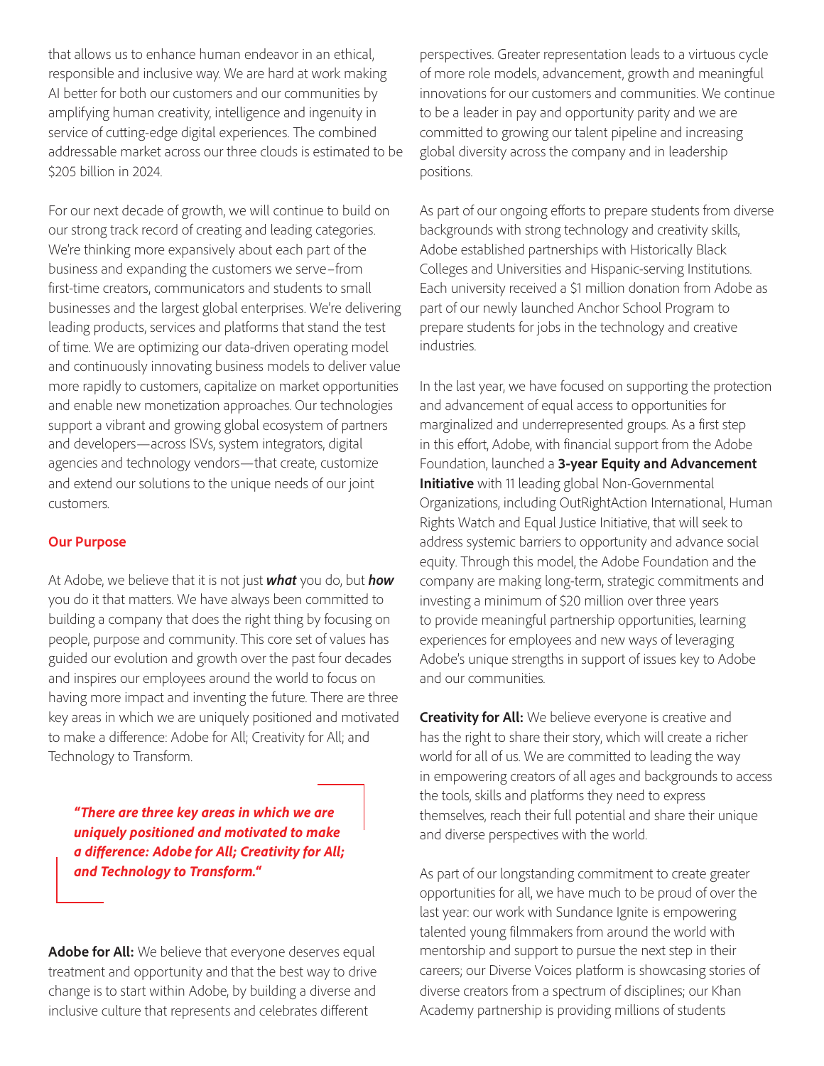that allows us to enhance human endeavor in an ethical, responsible and inclusive way. We are hard at work making AI better for both our customers and our communities by amplifying human creativity, intelligence and ingenuity in service of cutting-edge digital experiences. The combined addressable market across our three clouds is estimated to be $205 billion in 2024.

For our next decade of growth, we will continue to build on our strong track record of creating and leading categories. We're thinking more expansively about each part of the business and expanding the customers we serve–from first-time creators, communicators and students to small businesses and the largest global enterprises. We're delivering leading products, services and platforms that stand the test of time. We are optimizing our data-driven operating model and continuously innovating business models to deliver value more rapidly to customers, capitalize on market opportunities and enable new monetization approaches. Our technologies support a vibrant and growing global ecosystem of partners and developers—across ISVs, system integrators, digital agencies and technology vendors—that create, customize and extend our solutions to the unique needs of our joint customers.

## Our Purpose

At Adobe, we believe that it is not just ***what*** you do, but ***how*** you do it that matters. We have always been committed to building a company that does the right thing by focusing on people, purpose and community. This core set of values has guided our evolution and growth over the past four decades and inspires our employees around the world to focus on having more impact and inventing the future. There are three key areas in which we are uniquely positioned and motivated to make a difference: Adobe for All; Creativity for All; and Technology to Transform.

> ***"There are three key areas in which we are uniquely positioned and motivated to make a difference: Adobe for All; Creativity for All; and Technology to Transform."***

**Adobe for All:** We believe that everyone deserves equal treatment and opportunity and that the best way to drive change is to start within Adobe, by building a diverse and inclusive culture that represents and celebrates different perspectives. Greater representation leads to a virtuous cycle of more role models, advancement, growth and meaningful innovations for our customers and communities. We continue to be a leader in pay and opportunity parity and we are committed to growing our talent pipeline and increasing global diversity across the company and in leadership positions.

As part of our ongoing efforts to prepare students from diverse backgrounds with strong technology and creativity skills, Adobe established partnerships with Historically Black Colleges and Universities and Hispanic-serving Institutions. Each university received a $1 million donation from Adobe as part of our newly launched Anchor School Program to prepare students for jobs in the technology and creative industries.

In the last year, we have focused on supporting the protection and advancement of equal access to opportunities for marginalized and underrepresented groups. As a first step in this effort, Adobe, with financial support from the Adobe Foundation, launched a **3-year Equity and Advancement Initiative** with 11 leading global Non-Governmental Organizations, including OutRightAction International, Human Rights Watch and Equal Justice Initiative, that will seek to address systemic barriers to opportunity and advance social equity. Through this model, the Adobe Foundation and the company are making long-term, strategic commitments and investing a minimum of $20 million over three years to provide meaningful partnership opportunities, learning experiences for employees and new ways of leveraging Adobe's unique strengths in support of issues key to Adobe and our communities.

**Creativity for All:** We believe everyone is creative and has the right to share their story, which will create a richer world for all of us. We are committed to leading the way in empowering creators of all ages and backgrounds to access the tools, skills and platforms they need to express themselves, reach their full potential and share their unique and diverse perspectives with the world.

As part of our longstanding commitment to create greater opportunities for all, we have much to be proud of over the last year: our work with Sundance Ignite is empowering talented young filmmakers from around the world with mentorship and support to pursue the next step in their careers; our Diverse Voices platform is showcasing stories of diverse creators from a spectrum of disciplines; our Khan Academy partnership is providing millions of students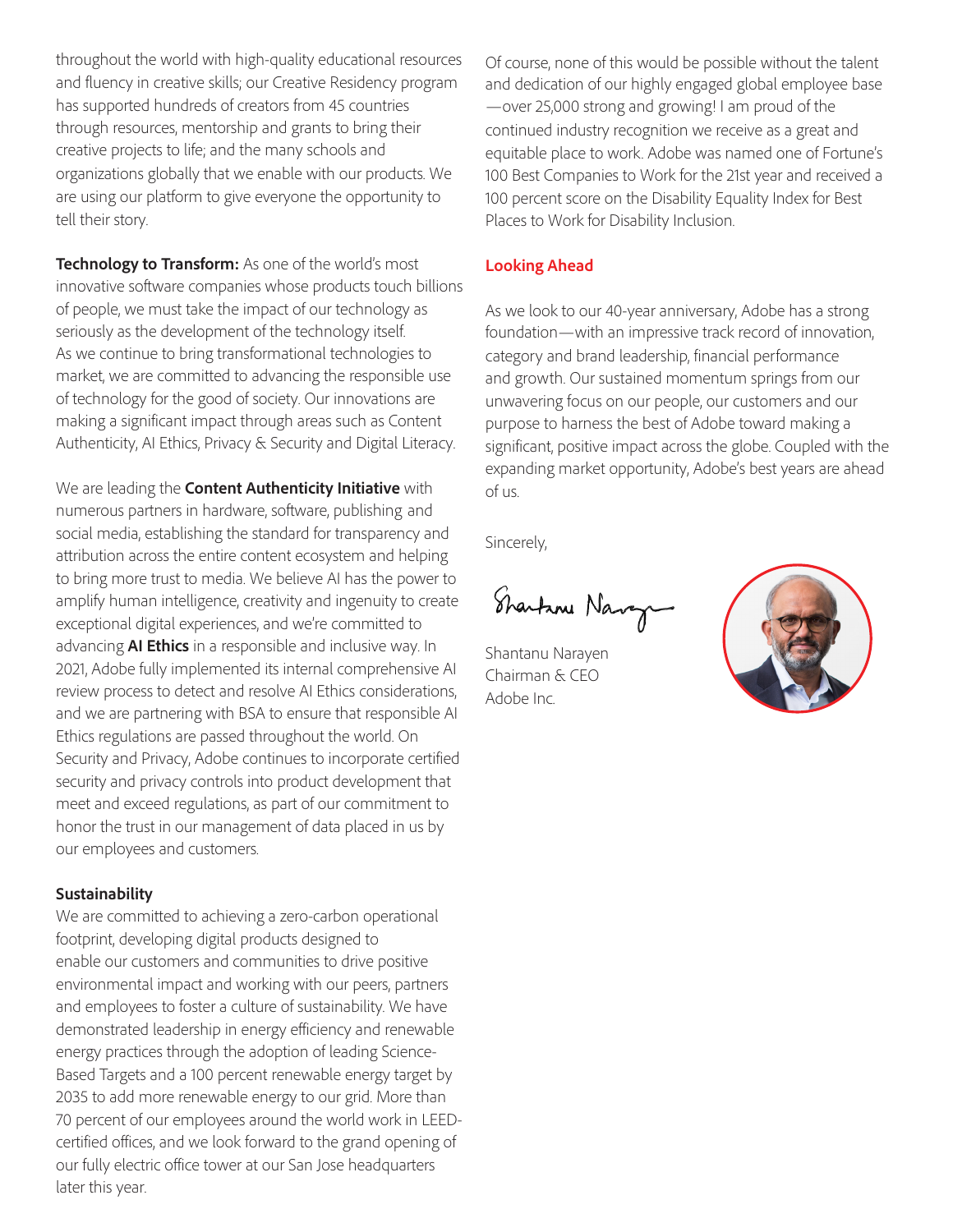throughout the world with high-quality educational resources and fluency in creative skills; our Creative Residency program has supported hundreds of creators from 45 countries through resources, mentorship and grants to bring their creative projects to life; and the many schools and organizations globally that we enable with our products. We are using our platform to give everyone the opportunity to tell their story.

**Technology to Transform:** As one of the world's most innovative software companies whose products touch billions of people, we must take the impact of our technology as seriously as the development of the technology itself. As we continue to bring transformational technologies to market, we are committed to advancing the responsible use of technology for the good of society. Our innovations are making a significant impact through areas such as Content Authenticity, AI Ethics, Privacy & Security and Digital Literacy.

We are leading the **Content Authenticity Initiative** with numerous partners in hardware, software, publishing and social media, establishing the standard for transparency and attribution across the entire content ecosystem and helping to bring more trust to media. We believe AI has the power to amplify human intelligence, creativity and ingenuity to create exceptional digital experiences, and we're committed to advancing **AI Ethics** in a responsible and inclusive way. In 2021, Adobe fully implemented its internal comprehensive AI review process to detect and resolve AI Ethics considerations, and we are partnering with BSA to ensure that responsible AI Ethics regulations are passed throughout the world. On Security and Privacy, Adobe continues to incorporate certified security and privacy controls into product development that meet and exceed regulations, as part of our commitment to honor the trust in our management of data placed in us by our employees and customers.

**Sustainability**

We are committed to achieving a zero-carbon operational footprint, developing digital products designed to enable our customers and communities to drive positive environmental impact and working with our peers, partners and employees to foster a culture of sustainability. We have demonstrated leadership in energy efficiency and renewable energy practices through the adoption of leading Science-Based Targets and a 100 percent renewable energy target by 2035 to add more renewable energy to our grid. More than 70 percent of our employees around the world work in LEED-certified offices, and we look forward to the grand opening of our fully electric office tower at our San Jose headquarters later this year.

Of course, none of this would be possible without the talent and dedication of our highly engaged global employee base—over 25,000 strong and growing! I am proud of the continued industry recognition we receive as a great and equitable place to work. Adobe was named one of Fortune's 100 Best Companies to Work for the 21st year and received a 100 percent score on the Disability Equality Index for Best Places to Work for Disability Inclusion.

## Looking Ahead

As we look to our 40-year anniversary, Adobe has a strong foundation—with an impressive track record of innovation, category and brand leadership, financial performance and growth. Our sustained momentum springs from our unwavering focus on our people, our customers and our purpose to harness the best of Adobe toward making a significant, positive impact across the globe. Coupled with the expanding market opportunity, Adobe's best years are ahead of us.

Sincerely,

Shantanu Narayen
Chairman & CEO
Adobe Inc.